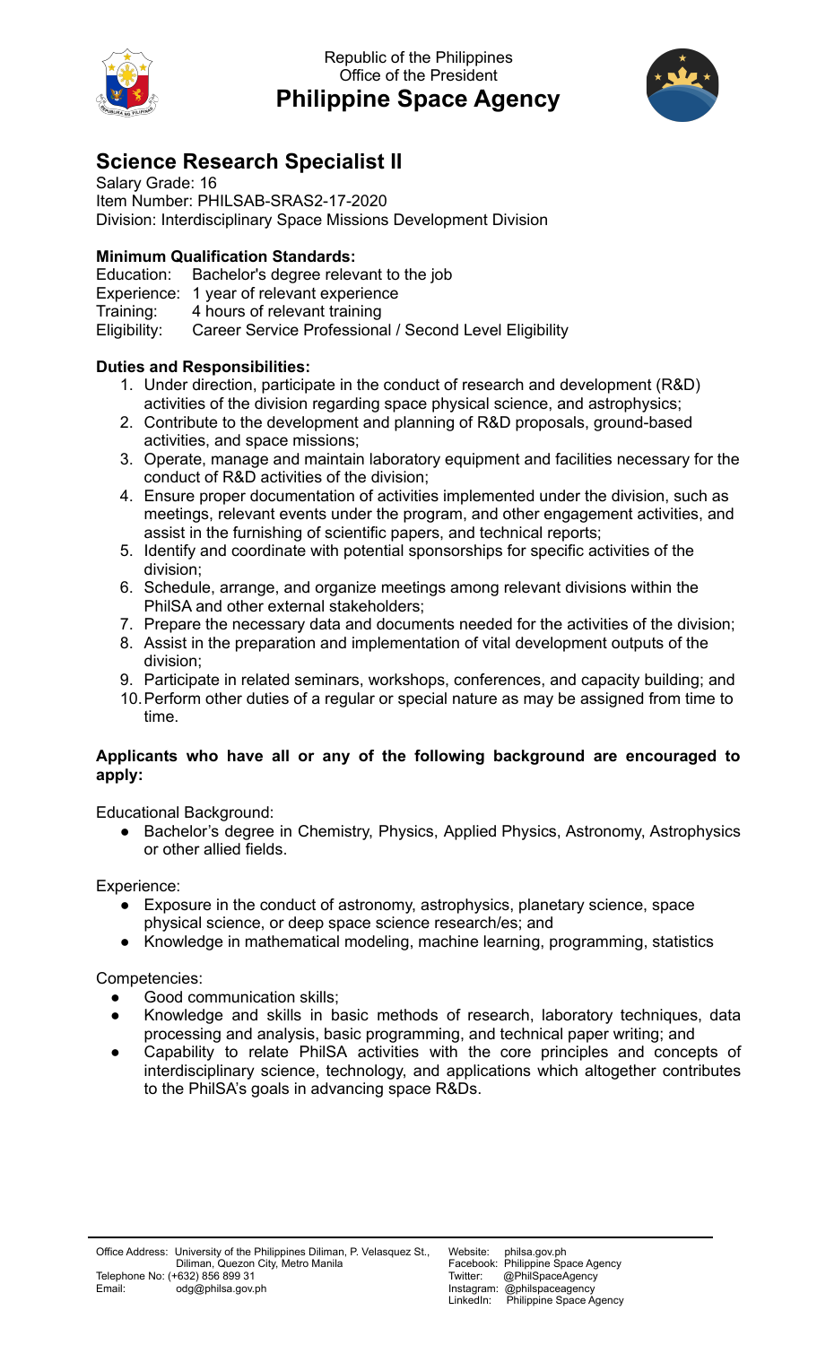Republic of the Philippines
Office of the President
**Philippine Space Agency**

## Science Research Specialist II

Salary Grade: 16
Item Number: PHILSAB-SRAS2-17-2020
Division: Interdisciplinary Space Missions Development Division

**Minimum Qualification Standards:**

Education: Bachelor's degree relevant to the job
Experience: 1 year of relevant experience
Training: 4 hours of relevant training
Eligibility: Career Service Professional / Second Level Eligibility

**Duties and Responsibilities:**

1. Under direction, participate in the conduct of research and development (R&D) activities of the division regarding space physical science, and astrophysics;
2. Contribute to the development and planning of R&D proposals, ground-based activities, and space missions;
3. Operate, manage and maintain laboratory equipment and facilities necessary for the conduct of R&D activities of the division;
4. Ensure proper documentation of activities implemented under the division, such as meetings, relevant events under the program, and other engagement activities, and assist in the furnishing of scientific papers, and technical reports;
5. Identify and coordinate with potential sponsorships for specific activities of the division;
6. Schedule, arrange, and organize meetings among relevant divisions within the PhilSA and other external stakeholders;
7. Prepare the necessary data and documents needed for the activities of the division;
8. Assist in the preparation and implementation of vital development outputs of the division;
9. Participate in related seminars, workshops, conferences, and capacity building; and
10. Perform other duties of a regular or special nature as may be assigned from time to time.

**Applicants who have all or any of the following background are encouraged to apply:**

Educational Background:

- Bachelor's degree in Chemistry, Physics, Applied Physics, Astronomy, Astrophysics or other allied fields.

Experience:

- Exposure in the conduct of astronomy, astrophysics, planetary science, space physical science, or deep space science research/es; and
- Knowledge in mathematical modeling, machine learning, programming, statistics

Competencies:

- Good communication skills;
- Knowledge and skills in basic methods of research, laboratory techniques, data processing and analysis, basic programming, and technical paper writing; and
- Capability to relate PhilSA activities with the core principles and concepts of interdisciplinary science, technology, and applications which altogether contributes to the PhilSA's goals in advancing space R&Ds.

Office Address: University of the Philippines Diliman, P. Velasquez St., Diliman, Quezon City, Metro Manila
Telephone No: (+632) 856 899 31
Email: odg@philsa.gov.ph

Website: philsa.gov.ph
Facebook: Philippine Space Agency
Twitter: @PhilSpaceAgency
Instagram: @philspaceagency
LinkedIn: Philippine Space Agency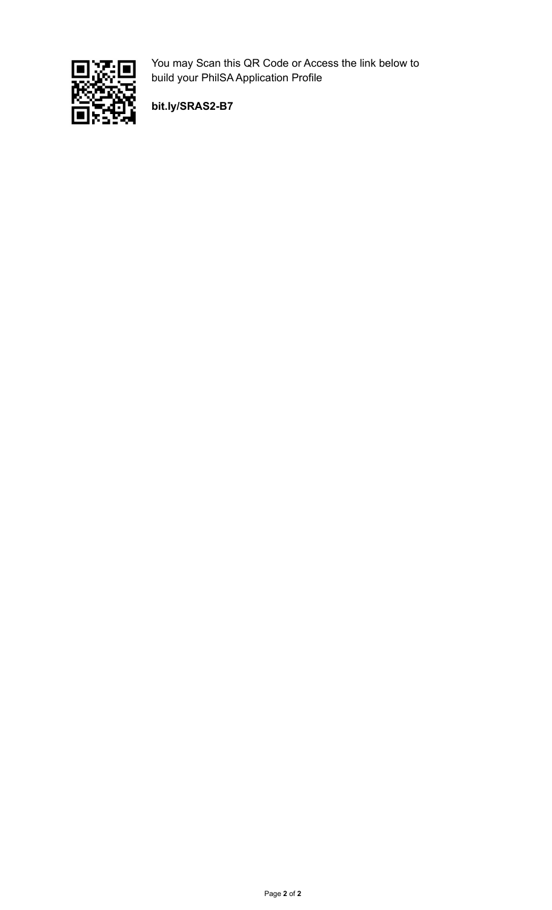You may Scan this QR Code or Access the link below to build your PhilSA Application Profile

**bit.ly/SRAS2-B7**